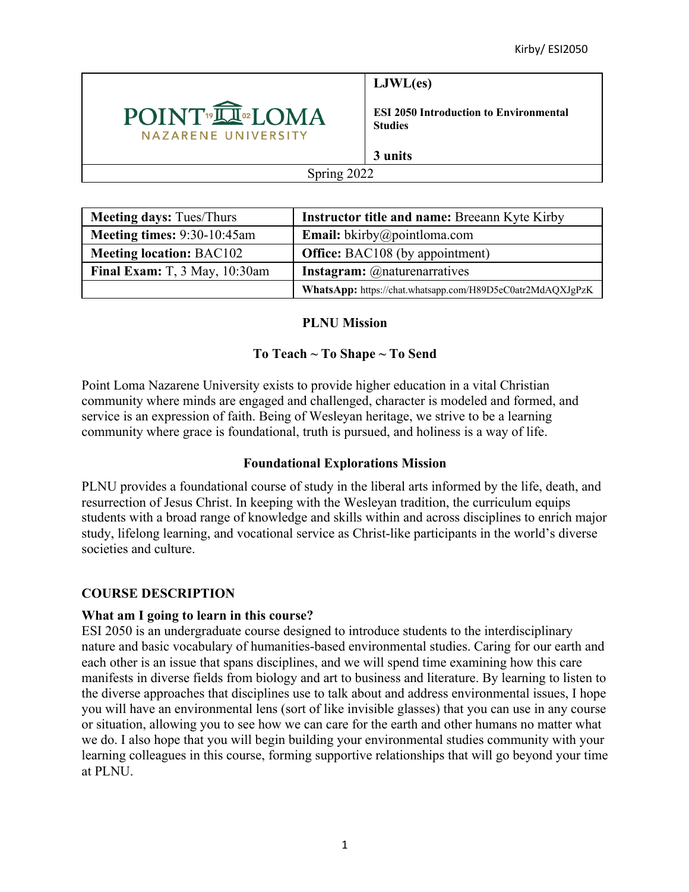| POINT LOMA NAZARENE UNIVERSITY | **LJWL(es)**<br><br>**ESI 2050 Introduction to Environmental Studies**<br><br>**3 units** |
|---|---|
| Spring 2022 | |

| **Meeting days:** Tues/Thurs | **Instructor title and name:** Breeann Kyte Kirby |
|---|---|
| **Meeting times:** 9:30-10:45am | **Email:** bkirby@pointloma.com |
| **Meeting location:** BAC102 | **Office:** BAC108 (by appointment) |
| **Final Exam:** T, 3 May, 10:30am | **Instagram:** @naturenarratives |
| | **WhatsApp:** https://chat.whatsapp.com/H89D5eC0atr2MdAQXJgPzK |

## PLNU Mission

### To Teach ~ To Shape ~ To Send

Point Loma Nazarene University exists to provide higher education in a vital Christian community where minds are engaged and challenged, character is modeled and formed, and service is an expression of faith. Being of Wesleyan heritage, we strive to be a learning community where grace is foundational, truth is pursued, and holiness is a way of life.

## Foundational Explorations Mission

PLNU provides a foundational course of study in the liberal arts informed by the life, death, and resurrection of Jesus Christ. In keeping with the Wesleyan tradition, the curriculum equips students with a broad range of knowledge and skills within and across disciplines to enrich major study, lifelong learning, and vocational service as Christ-like participants in the world's diverse societies and culture.

## COURSE DESCRIPTION

### What am I going to learn in this course?

ESI 2050 is an undergraduate course designed to introduce students to the interdisciplinary nature and basic vocabulary of humanities-based environmental studies. Caring for our earth and each other is an issue that spans disciplines, and we will spend time examining how this care manifests in diverse fields from biology and art to business and literature. By learning to listen to the diverse approaches that disciplines use to talk about and address environmental issues, I hope you will have an environmental lens (sort of like invisible glasses) that you can use in any course or situation, allowing you to see how we can care for the earth and other humans no matter what we do. I also hope that you will begin building your environmental studies community with your learning colleagues in this course, forming supportive relationships that will go beyond your time at PLNU.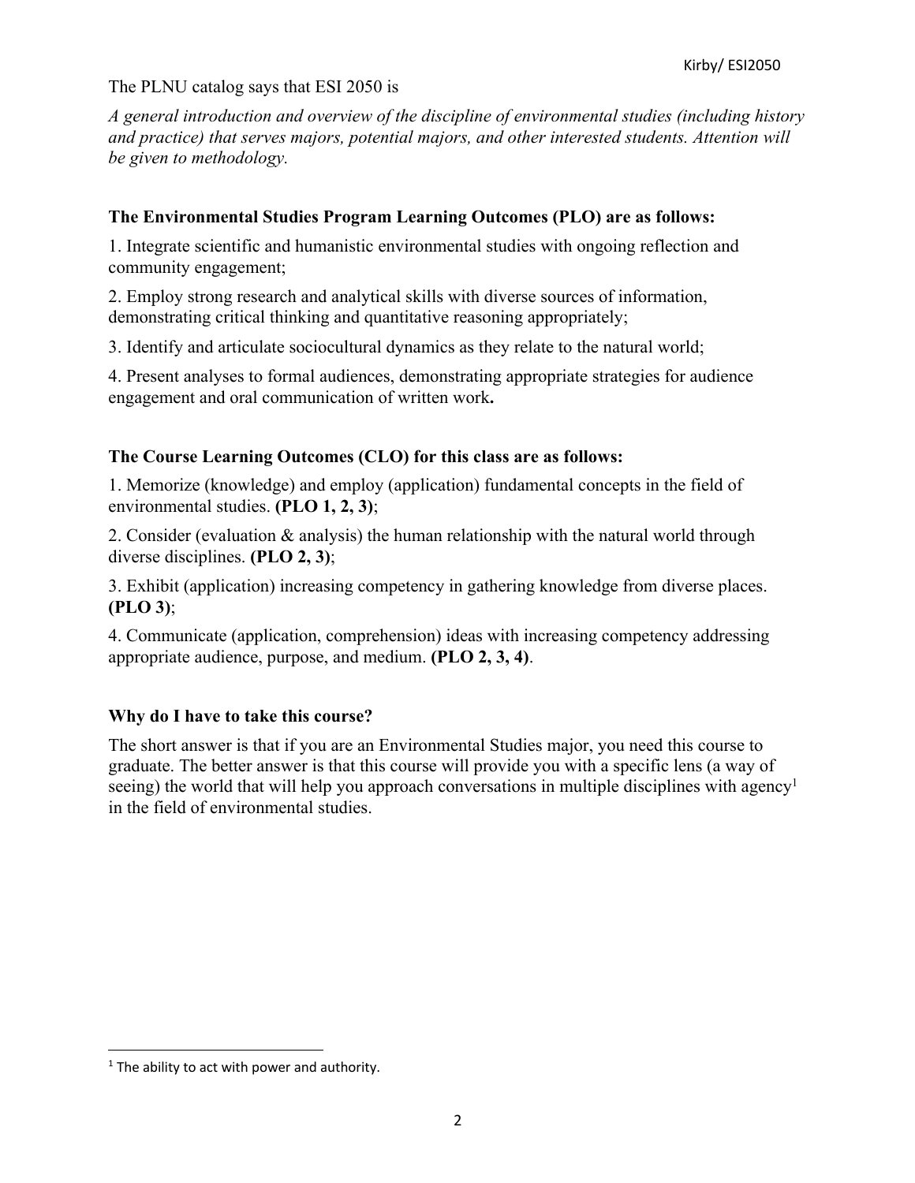The PLNU catalog says that ESI 2050 is

*A general introduction and overview of the discipline of environmental studies (including history and practice) that serves majors, potential majors, and other interested students. Attention will be given to methodology.*

**The Environmental Studies Program Learning Outcomes (PLO) are as follows:**

1. Integrate scientific and humanistic environmental studies with ongoing reflection and community engagement;

2. Employ strong research and analytical skills with diverse sources of information, demonstrating critical thinking and quantitative reasoning appropriately;

3. Identify and articulate sociocultural dynamics as they relate to the natural world;

4. Present analyses to formal audiences, demonstrating appropriate strategies for audience engagement and oral communication of written work**.**

**The Course Learning Outcomes (CLO) for this class are as follows:**

1. Memorize (knowledge) and employ (application) fundamental concepts in the field of environmental studies. **(PLO 1, 2, 3)**;

2. Consider (evaluation & analysis) the human relationship with the natural world through diverse disciplines. **(PLO 2, 3)**;

3. Exhibit (application) increasing competency in gathering knowledge from diverse places. **(PLO 3)**;

4. Communicate (application, comprehension) ideas with increasing competency addressing appropriate audience, purpose, and medium. **(PLO 2, 3, 4)**.

**Why do I have to take this course?**

The short answer is that if you are an Environmental Studies major, you need this course to graduate. The better answer is that this course will provide you with a specific lens (a way of seeing) the world that will help you approach conversations in multiple disciplines with agency[1] in the field of environmental studies.

[1] The ability to act with power and authority.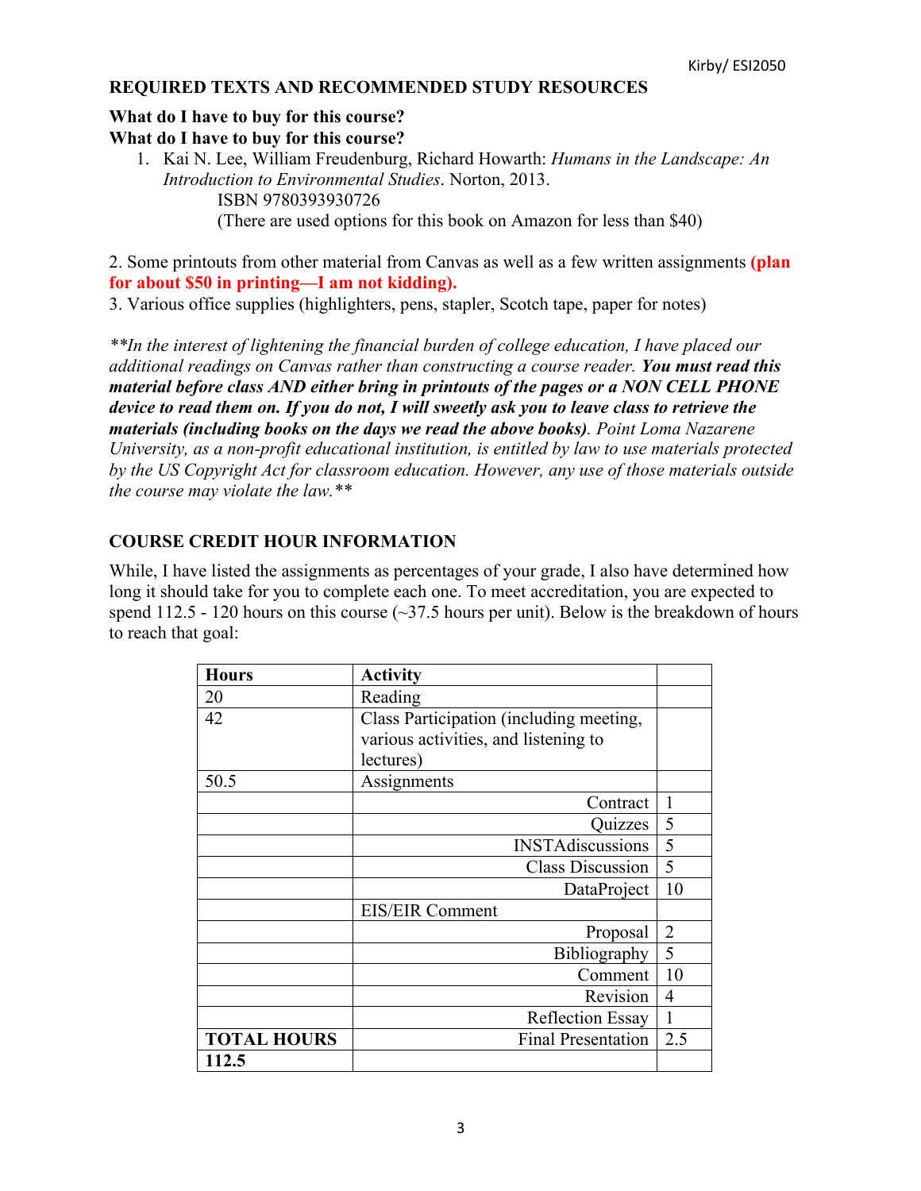## REQUIRED TEXTS AND RECOMMENDED STUDY RESOURCES

**What do I have to buy for this course?**
**What do I have to buy for this course?**

1. Kai N. Lee, William Freudenburg, Richard Howarth: *Humans in the Landscape: An Introduction to Environmental Studies*. Norton, 2013.
   ISBN 9780393930726
   (There are used options for this book on Amazon for less than $40)

2. Some printouts from other material from Canvas as well as a few written assignments **(plan for about $50 in printing—I am not kidding).**
3. Various office supplies (highlighters, pens, stapler, Scotch tape, paper for notes)

*\*\*In the interest of lightening the financial burden of college education, I have placed our additional readings on Canvas rather than constructing a course reader.* ***You must read this material before class AND either bring in printouts of the pages or a NON CELL PHONE device to read them on. If you do not, I will sweetly ask you to leave class to retrieve the materials (including books on the days we read the above books).*** *Point Loma Nazarene University, as a non-profit educational institution, is entitled by law to use materials protected by the US Copyright Act for classroom education. However, any use of those materials outside the course may violate the law.\*\**

## COURSE CREDIT HOUR INFORMATION

While, I have listed the assignments as percentages of your grade, I also have determined how long it should take for you to complete each one. To meet accreditation, you are expected to spend 112.5 - 120 hours on this course (~37.5 hours per unit). Below is the breakdown of hours to reach that goal:

| **Hours** | **Activity** | |
|---|---|---|
| 20 | Reading | |
| 42 | Class Participation (including meeting, various activities, and listening to lectures) | |
| 50.5 | Assignments | |
| | Contract | 1 |
| | Quizzes | 5 |
| | INSTAdiscussions | 5 |
| | Class Discussion | 5 |
| | DataProject | 10 |
| | EIS/EIR Comment | |
| | Proposal | 2 |
| | Bibliography | 5 |
| | Comment | 10 |
| | Revision | 4 |
| | Reflection Essay | 1 |
| **TOTAL HOURS** | Final Presentation | 2.5 |
| **112.5** | | |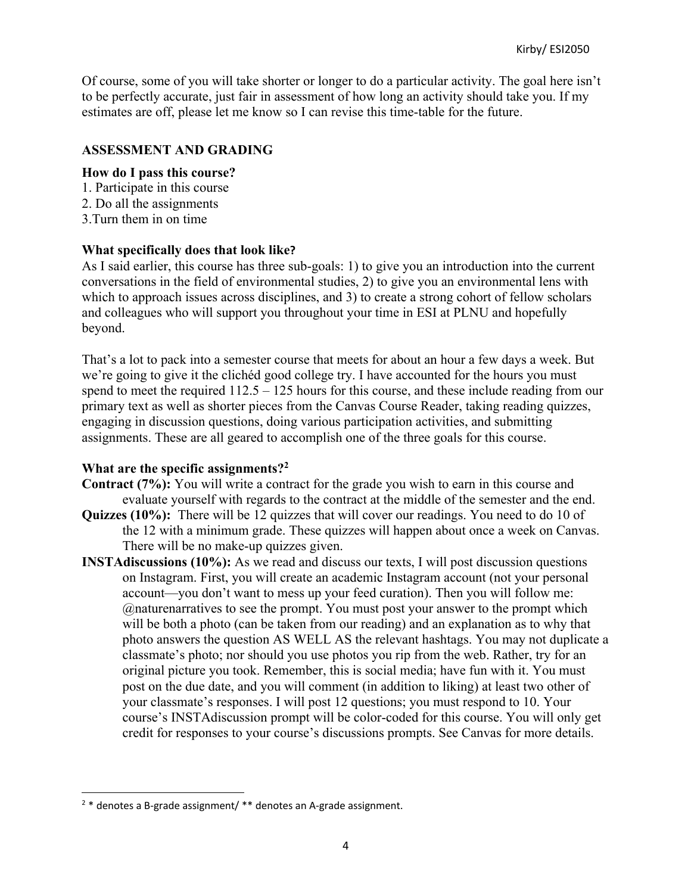Of course, some of you will take shorter or longer to do a particular activity. The goal here isn't to be perfectly accurate, just fair in assessment of how long an activity should take you. If my estimates are off, please let me know so I can revise this time-table for the future.

## ASSESSMENT AND GRADING

### How do I pass this course?

1. Participate in this course
2. Do all the assignments
3. Turn them in on time

### What specifically does that look like?

As I said earlier, this course has three sub-goals: 1) to give you an introduction into the current conversations in the field of environmental studies, 2) to give you an environmental lens with which to approach issues across disciplines, and 3) to create a strong cohort of fellow scholars and colleagues who will support you throughout your time in ESI at PLNU and hopefully beyond.

That's a lot to pack into a semester course that meets for about an hour a few days a week. But we're going to give it the clichéd good college try. I have accounted for the hours you must spend to meet the required 112.5 – 125 hours for this course, and these include reading from our primary text as well as shorter pieces from the Canvas Course Reader, taking reading quizzes, engaging in discussion questions, doing various participation activities, and submitting assignments. These are all geared to accomplish one of the three goals for this course.

### What are the specific assignments?[2]

**Contract (7%):** You will write a contract for the grade you wish to earn in this course and evaluate yourself with regards to the contract at the middle of the semester and the end.

**Quizzes (10%):** There will be 12 quizzes that will cover our readings. You need to do 10 of the 12 with a minimum grade. These quizzes will happen about once a week on Canvas. There will be no make-up quizzes given.

**INSTAdiscussions (10%):** As we read and discuss our texts, I will post discussion questions on Instagram. First, you will create an academic Instagram account (not your personal account—you don't want to mess up your feed curation). Then you will follow me: @naturenarratives to see the prompt. You must post your answer to the prompt which will be both a photo (can be taken from our reading) and an explanation as to why that photo answers the question AS WELL AS the relevant hashtags. You may not duplicate a classmate's photo; nor should you use photos you rip from the web. Rather, try for an original picture you took. Remember, this is social media; have fun with it. You must post on the due date, and you will comment (in addition to liking) at least two other of your classmate's responses. I will post 12 questions; you must respond to 10. Your course's INSTAdiscussion prompt will be color-coded for this course. You will only get credit for responses to your course's discussions prompts. See Canvas for more details.

---

[2] * denotes a B-grade assignment/ ** denotes an A-grade assignment.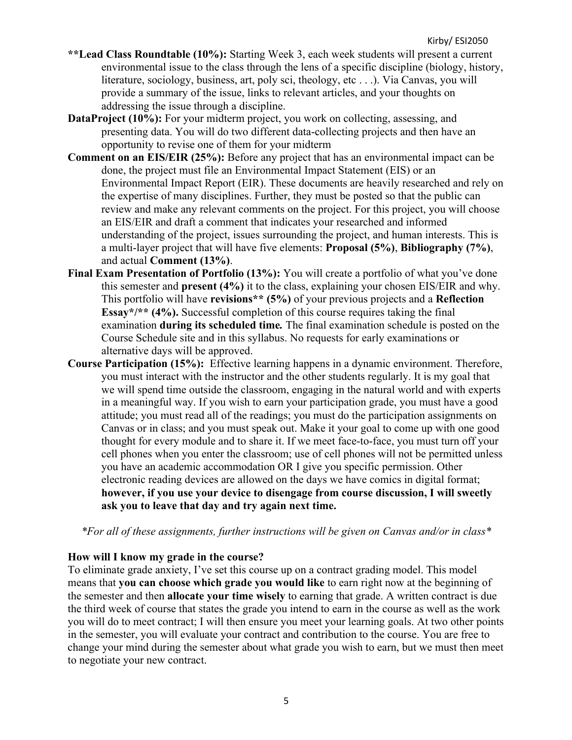**\*\*Lead Class Roundtable (10%):** Starting Week 3, each week students will present a current environmental issue to the class through the lens of a specific discipline (biology, history, literature, sociology, business, art, poly sci, theology, etc . . .). Via Canvas, you will provide a summary of the issue, links to relevant articles, and your thoughts on addressing the issue through a discipline.

**DataProject (10%):** For your midterm project, you work on collecting, assessing, and presenting data. You will do two different data-collecting projects and then have an opportunity to revise one of them for your midterm

**Comment on an EIS/EIR (25%):** Before any project that has an environmental impact can be done, the project must file an Environmental Impact Statement (EIS) or an Environmental Impact Report (EIR). These documents are heavily researched and rely on the expertise of many disciplines. Further, they must be posted so that the public can review and make any relevant comments on the project. For this project, you will choose an EIS/EIR and draft a comment that indicates your researched and informed understanding of the project, issues surrounding the project, and human interests. This is a multi-layer project that will have five elements: **Proposal (5%)**, **Bibliography (7%)**, and actual **Comment (13%)**.

**Final Exam Presentation of Portfolio (13%):** You will create a portfolio of what you've done this semester and **present (4%)** it to the class, explaining your chosen EIS/EIR and why. This portfolio will have **revisions\*\* (5%)** of your previous projects and a **Reflection Essay\*/\*\* (4%).** Successful completion of this course requires taking the final examination ***during its scheduled time.*** The final examination schedule is posted on the Course Schedule site and in this syllabus. No requests for early examinations or alternative days will be approved.

**Course Participation (15%):** Effective learning happens in a dynamic environment. Therefore, you must interact with the instructor and the other students regularly. It is my goal that we will spend time outside the classroom, engaging in the natural world and with experts in a meaningful way. If you wish to earn your participation grade, you must have a good attitude; you must read all of the readings; you must do the participation assignments on Canvas or in class; and you must speak out. Make it your goal to come up with one good thought for every module and to share it. If we meet face-to-face, you must turn off your cell phones when you enter the classroom; use of cell phones will not be permitted unless you have an academic accommodation OR I give you specific permission. Other electronic reading devices are allowed on the days we have comics in digital format; **however, if you use your device to disengage from course discussion, I will sweetly ask you to leave that day and try again next time.**

*\*For all of these assignments, further instructions will be given on Canvas and/or in class\**

**How will I know my grade in the course?**

To eliminate grade anxiety, I've set this course up on a contract grading model. This model means that **you can choose which grade you would like** to earn right now at the beginning of the semester and then **allocate your time wisely** to earning that grade. A written contract is due the third week of course that states the grade you intend to earn in the course as well as the work you will do to meet contract; I will then ensure you meet your learning goals. At two other points in the semester, you will evaluate your contract and contribution to the course. You are free to change your mind during the semester about what grade you wish to earn, but we must then meet to negotiate your new contract.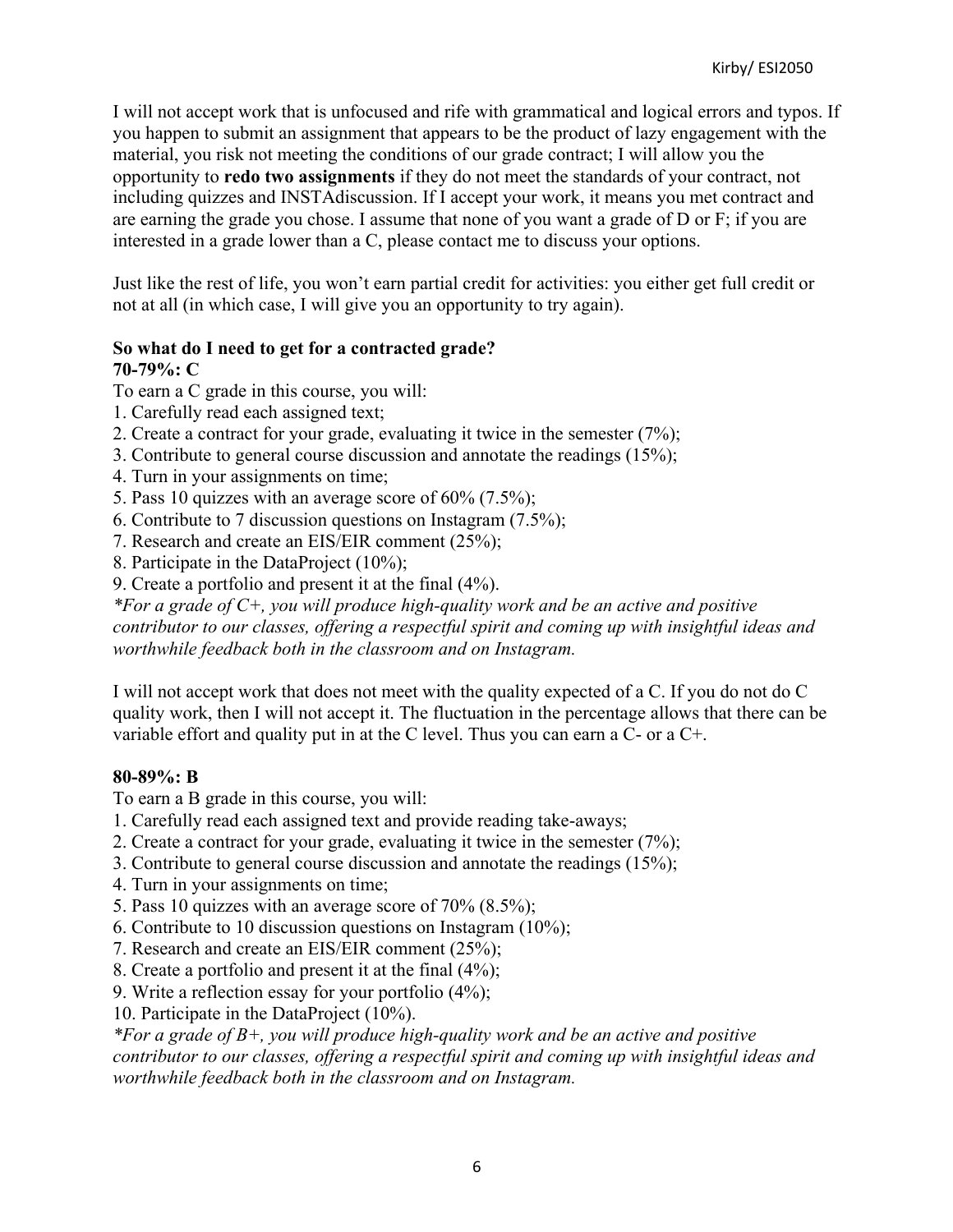I will not accept work that is unfocused and rife with grammatical and logical errors and typos. If you happen to submit an assignment that appears to be the product of lazy engagement with the material, you risk not meeting the conditions of our grade contract; I will allow you the opportunity to **redo two assignments** if they do not meet the standards of your contract, not including quizzes and INSTAdiscussion. If I accept your work, it means you met contract and are earning the grade you chose. I assume that none of you want a grade of D or F; if you are interested in a grade lower than a C, please contact me to discuss your options.

Just like the rest of life, you won't earn partial credit for activities: you either get full credit or not at all (in which case, I will give you an opportunity to try again).

**So what do I need to get for a contracted grade?**

**70-79%: C**

To earn a C grade in this course, you will:

1. Carefully read each assigned text;
2. Create a contract for your grade, evaluating it twice in the semester (7%);
3. Contribute to general course discussion and annotate the readings (15%);
4. Turn in your assignments on time;
5. Pass 10 quizzes with an average score of 60% (7.5%);
6. Contribute to 7 discussion questions on Instagram (7.5%);
7. Research and create an EIS/EIR comment (25%);
8. Participate in the DataProject (10%);
9. Create a portfolio and present it at the final (4%).

*\*For a grade of C+, you will produce high-quality work and be an active and positive contributor to our classes, offering a respectful spirit and coming up with insightful ideas and worthwhile feedback both in the classroom and on Instagram.*

I will not accept work that does not meet with the quality expected of a C. If you do not do C quality work, then I will not accept it. The fluctuation in the percentage allows that there can be variable effort and quality put in at the C level. Thus you can earn a C- or a C+.

**80-89%: B**

To earn a B grade in this course, you will:

1. Carefully read each assigned text and provide reading take-aways;
2. Create a contract for your grade, evaluating it twice in the semester (7%);
3. Contribute to general course discussion and annotate the readings (15%);
4. Turn in your assignments on time;
5. Pass 10 quizzes with an average score of 70% (8.5%);
6. Contribute to 10 discussion questions on Instagram (10%);
7. Research and create an EIS/EIR comment (25%);
8. Create a portfolio and present it at the final (4%);
9. Write a reflection essay for your portfolio (4%);
10. Participate in the DataProject (10%).

*\*For a grade of B+, you will produce high-quality work and be an active and positive contributor to our classes, offering a respectful spirit and coming up with insightful ideas and worthwhile feedback both in the classroom and on Instagram.*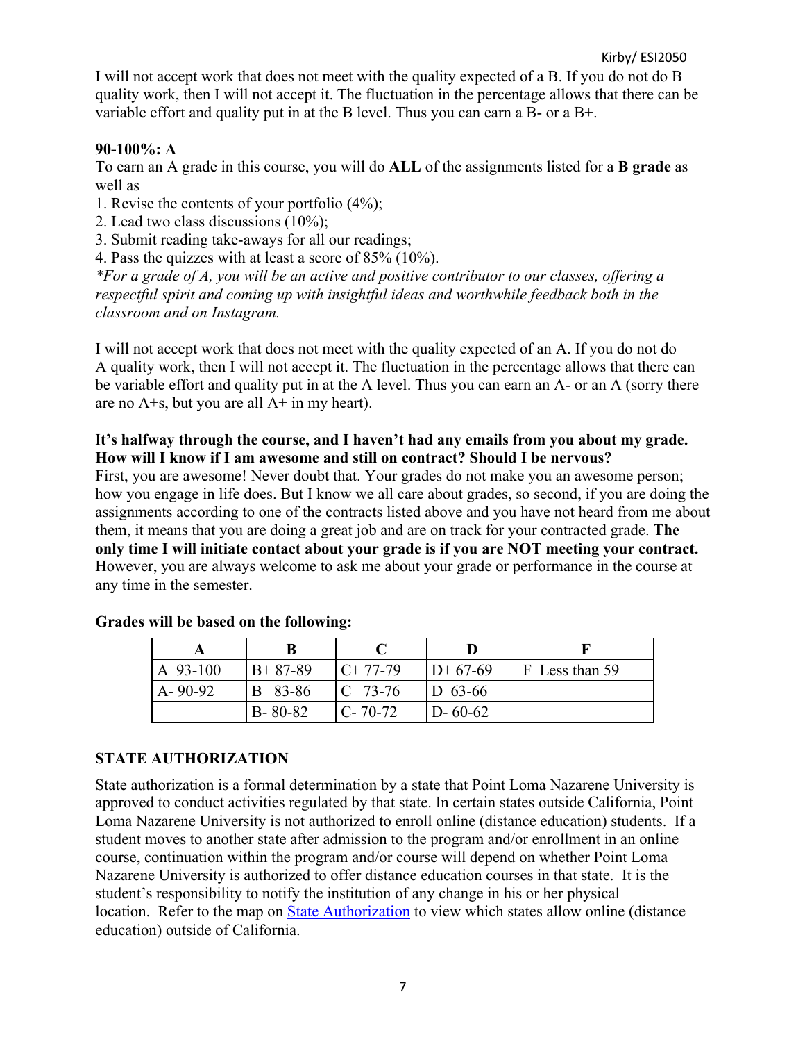I will not accept work that does not meet with the quality expected of a B. If you do not do B quality work, then I will not accept it. The fluctuation in the percentage allows that there can be variable effort and quality put in at the B level. Thus you can earn a B- or a B+.

**90-100%: A**

To earn an A grade in this course, you will do **ALL** of the assignments listed for a **B grade** as well as

1. Revise the contents of your portfolio (4%);
2. Lead two class discussions (10%);
3. Submit reading take-aways for all our readings;
4. Pass the quizzes with at least a score of 85% (10%).

*\*For a grade of A, you will be an active and positive contributor to our classes, offering a respectful spirit and coming up with insightful ideas and worthwhile feedback both in the classroom and on Instagram.*

I will not accept work that does not meet with the quality expected of an A. If you do not do A quality work, then I will not accept it. The fluctuation in the percentage allows that there can be variable effort and quality put in at the A level. Thus you can earn an A- or an A (sorry there are no A+s, but you are all A+ in my heart).

**It's halfway through the course, and I haven't had any emails from you about my grade. How will I know if I am awesome and still on contract? Should I be nervous?**

First, you are awesome! Never doubt that. Your grades do not make you an awesome person; how you engage in life does. But I know we all care about grades, so second, if you are doing the assignments according to one of the contracts listed above and you have not heard from me about them, it means that you are doing a great job and are on track for your contracted grade. **The only time I will initiate contact about your grade is if you are NOT meeting your contract.** However, you are always welcome to ask me about your grade or performance in the course at any time in the semester.

**Grades will be based on the following:**

| A | B | C | D | F |
|---|---|---|---|---|
| A 93-100 | B+ 87-89 | C+ 77-79 | D+ 67-69 | F Less than 59 |
| A- 90-92 | B 83-86 | C 73-76 | D 63-66 | |
| | B- 80-82 | C- 70-72 | D- 60-62 | |

## STATE AUTHORIZATION

State authorization is a formal determination by a state that Point Loma Nazarene University is approved to conduct activities regulated by that state. In certain states outside California, Point Loma Nazarene University is not authorized to enroll online (distance education) students. If a student moves to another state after admission to the program and/or enrollment in an online course, continuation within the program and/or course will depend on whether Point Loma Nazarene University is authorized to offer distance education courses in that state. It is the student's responsibility to notify the institution of any change in his or her physical location. Refer to the map on State Authorization to view which states allow online (distance education) outside of California.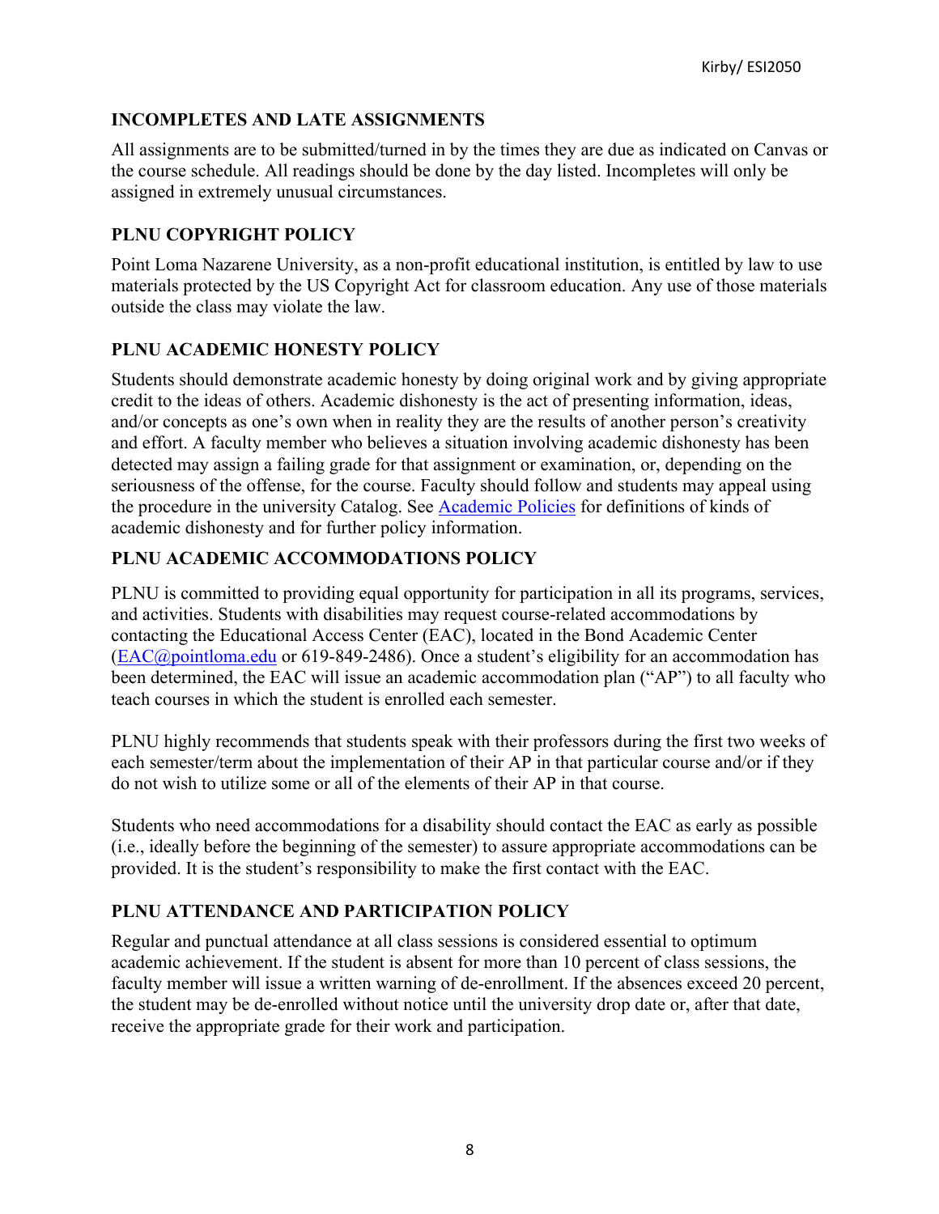## INCOMPLETES AND LATE ASSIGNMENTS

All assignments are to be submitted/turned in by the times they are due as indicated on Canvas or the course schedule. All readings should be done by the day listed. Incompletes will only be assigned in extremely unusual circumstances.

## PLNU COPYRIGHT POLICY

Point Loma Nazarene University, as a non-profit educational institution, is entitled by law to use materials protected by the US Copyright Act for classroom education. Any use of those materials outside the class may violate the law.

## PLNU ACADEMIC HONESTY POLICY

Students should demonstrate academic honesty by doing original work and by giving appropriate credit to the ideas of others. Academic dishonesty is the act of presenting information, ideas, and/or concepts as one's own when in reality they are the results of another person's creativity and effort. A faculty member who believes a situation involving academic dishonesty has been detected may assign a failing grade for that assignment or examination, or, depending on the seriousness of the offense, for the course. Faculty should follow and students may appeal using the procedure in the university Catalog. See Academic Policies for definitions of kinds of academic dishonesty and for further policy information.

## PLNU ACADEMIC ACCOMMODATIONS POLICY

PLNU is committed to providing equal opportunity for participation in all its programs, services, and activities. Students with disabilities may request course-related accommodations by contacting the Educational Access Center (EAC), located in the Bond Academic Center (EAC@pointloma.edu or 619-849-2486). Once a student's eligibility for an accommodation has been determined, the EAC will issue an academic accommodation plan ("AP") to all faculty who teach courses in which the student is enrolled each semester.

PLNU highly recommends that students speak with their professors during the first two weeks of each semester/term about the implementation of their AP in that particular course and/or if they do not wish to utilize some or all of the elements of their AP in that course.

Students who need accommodations for a disability should contact the EAC as early as possible (i.e., ideally before the beginning of the semester) to assure appropriate accommodations can be provided. It is the student's responsibility to make the first contact with the EAC.

## PLNU ATTENDANCE AND PARTICIPATION POLICY

Regular and punctual attendance at all class sessions is considered essential to optimum academic achievement. If the student is absent for more than 10 percent of class sessions, the faculty member will issue a written warning of de-enrollment. If the absences exceed 20 percent, the student may be de-enrolled without notice until the university drop date or, after that date, receive the appropriate grade for their work and participation.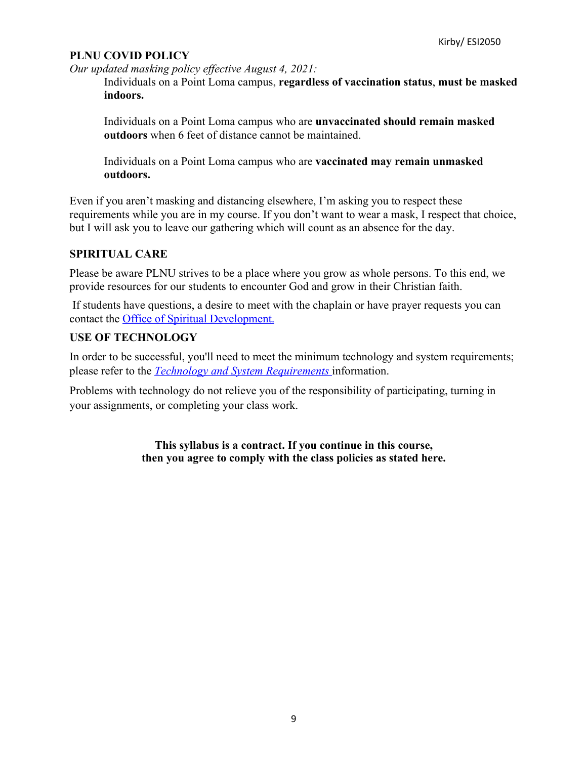**PLNU COVID POLICY**

*Our updated masking policy effective August 4, 2021:*

> Individuals on a Point Loma campus, **regardless of vaccination status**, **must be masked indoors.**
>
> Individuals on a Point Loma campus who are **unvaccinated should remain masked outdoors** when 6 feet of distance cannot be maintained.
>
> Individuals on a Point Loma campus who are **vaccinated may remain unmasked outdoors.**

Even if you aren't masking and distancing elsewhere, I'm asking you to respect these requirements while you are in my course. If you don't want to wear a mask, I respect that choice, but I will ask you to leave our gathering which will count as an absence for the day.

**SPIRITUAL CARE**

Please be aware PLNU strives to be a place where you grow as whole persons. To this end, we provide resources for our students to encounter God and grow in their Christian faith.

If students have questions, a desire to meet with the chaplain or have prayer requests you can contact the Office of Spiritual Development.

**USE OF TECHNOLOGY**

In order to be successful, you'll need to meet the minimum technology and system requirements; please refer to the *Technology and System Requirements* information.

Problems with technology do not relieve you of the responsibility of participating, turning in your assignments, or completing your class work.

**This syllabus is a contract. If you continue in this course, then you agree to comply with the class policies as stated here.**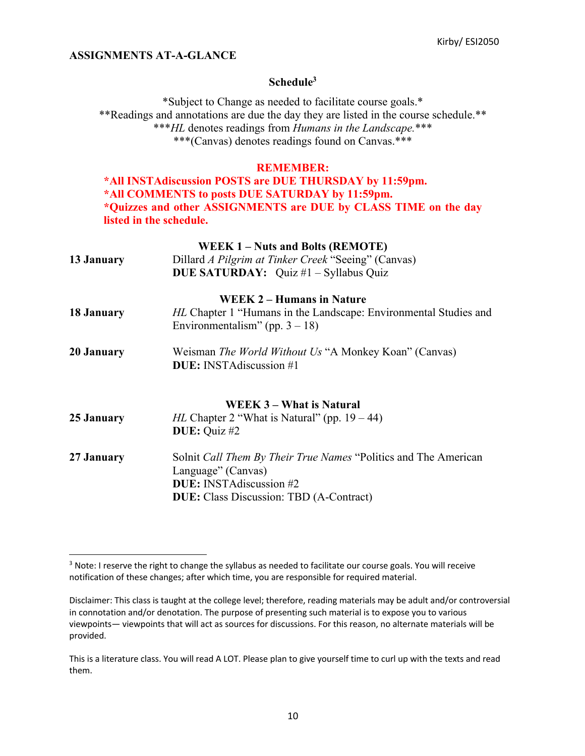**ASSIGNMENTS AT-A-GLANCE**

## Schedule[3]

\*Subject to Change as needed to facilitate course goals.\*
\*\*Readings and annotations are due the day they are listed in the course schedule.\*\*
\*\*\**HL* denotes readings from *Humans in the Landscape.*\*\*\*
\*\*\*(Canvas) denotes readings found on Canvas.\*\*\*

**REMEMBER:**
**\*All INSTAdiscussion POSTS are DUE THURSDAY by 11:59pm.**
**\*All COMMENTS to posts DUE SATURDAY by 11:59pm.**
**\*Quizzes and other ASSIGNMENTS are DUE by CLASS TIME on the day listed in the schedule.**

### WEEK 1 – Nuts and Bolts (REMOTE)

**13 January** — Dillard *A Pilgrim at Tinker Creek* "Seeing" (Canvas)
**DUE SATURDAY:** Quiz #1 – Syllabus Quiz

### WEEK 2 – Humans in Nature

**18 January** — *HL* Chapter 1 "Humans in the Landscape: Environmental Studies and Environmentalism" (pp. 3 – 18)

**20 January** — Weisman *The World Without Us* "A Monkey Koan" (Canvas)
**DUE:** INSTAdiscussion #1

### WEEK 3 – What is Natural

**25 January** — *HL* Chapter 2 "What is Natural" (pp. 19 – 44)
**DUE:** Quiz #2

**27 January** — Solnit *Call Them By Their True Names* "Politics and The American Language" (Canvas)
**DUE:** INSTAdiscussion #2
**DUE:** Class Discussion: TBD (A-Contract)

---

[3] Note: I reserve the right to change the syllabus as needed to facilitate our course goals. You will receive notification of these changes; after which time, you are responsible for required material.

Disclaimer: This class is taught at the college level; therefore, reading materials may be adult and/or controversial in connotation and/or denotation. The purpose of presenting such material is to expose you to various viewpoints— viewpoints that will act as sources for discussions. For this reason, no alternate materials will be provided.

This is a literature class. You will read A LOT. Please plan to give yourself time to curl up with the texts and read them.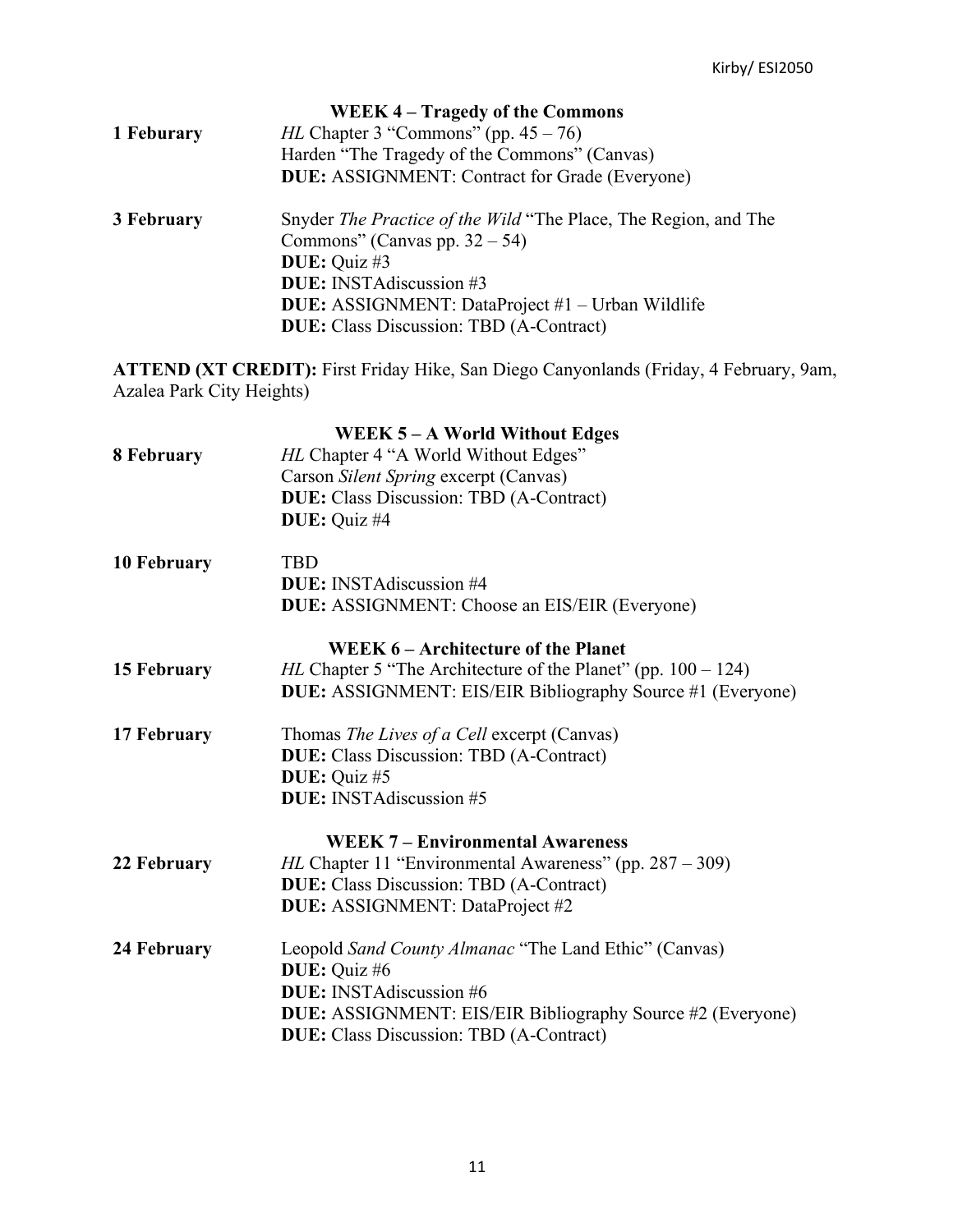### WEEK 4 – Tragedy of the Commons

**1 Feburary**
*HL* Chapter 3 "Commons" (pp. 45 – 76)
Harden "The Tragedy of the Commons" (Canvas)
**DUE:** ASSIGNMENT: Contract for Grade (Everyone)

**3 February**
Snyder *The Practice of the Wild* "The Place, The Region, and The Commons" (Canvas pp. 32 – 54)
**DUE:** Quiz #3
**DUE:** INSTAdiscussion #3
**DUE:** ASSIGNMENT: DataProject #1 – Urban Wildlife
**DUE:** Class Discussion: TBD (A-Contract)

**ATTEND (XT CREDIT):** First Friday Hike, San Diego Canyonlands (Friday, 4 February, 9am, Azalea Park City Heights)

### WEEK 5 – A World Without Edges

**8 February**
*HL* Chapter 4 "A World Without Edges"
Carson *Silent Spring* excerpt (Canvas)
**DUE:** Class Discussion: TBD (A-Contract)
**DUE:** Quiz #4

**10 February**
TBD
**DUE:** INSTAdiscussion #4
**DUE:** ASSIGNMENT: Choose an EIS/EIR (Everyone)

### WEEK 6 – Architecture of the Planet

**15 February**
*HL* Chapter 5 "The Architecture of the Planet" (pp. 100 – 124)
**DUE:** ASSIGNMENT: EIS/EIR Bibliography Source #1 (Everyone)

**17 February**
Thomas *The Lives of a Cell* excerpt (Canvas)
**DUE:** Class Discussion: TBD (A-Contract)
**DUE:** Quiz #5
**DUE:** INSTAdiscussion #5

### WEEK 7 – Environmental Awareness

**22 February**
*HL* Chapter 11 "Environmental Awareness" (pp. 287 – 309)
**DUE:** Class Discussion: TBD (A-Contract)
**DUE:** ASSIGNMENT: DataProject #2

**24 February**
Leopold *Sand County Almanac* "The Land Ethic" (Canvas)
**DUE:** Quiz #6
**DUE:** INSTAdiscussion #6
**DUE:** ASSIGNMENT: EIS/EIR Bibliography Source #2 (Everyone)
**DUE:** Class Discussion: TBD (A-Contract)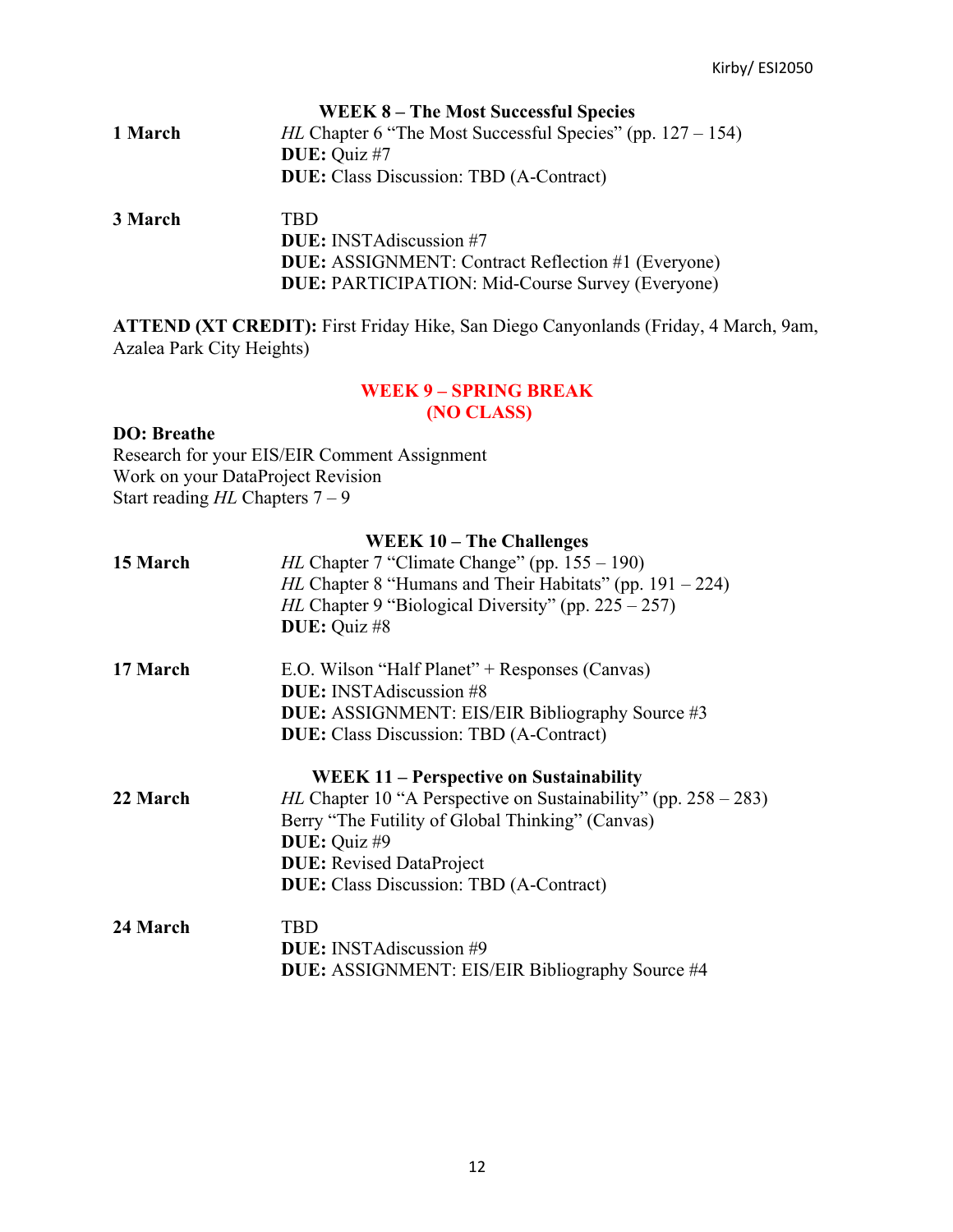### WEEK 8 – The Most Successful Species

**1 March**
*HL* Chapter 6 "The Most Successful Species" (pp. 127 – 154)
**DUE:** Quiz #7
**DUE:** Class Discussion: TBD (A-Contract)

**3 March**
TBD
**DUE:** INSTAdiscussion #7
**DUE:** ASSIGNMENT: Contract Reflection #1 (Everyone)
**DUE:** PARTICIPATION: Mid-Course Survey (Everyone)

**ATTEND (XT CREDIT):** First Friday Hike, San Diego Canyonlands (Friday, 4 March, 9am, Azalea Park City Heights)

### WEEK 9 – SPRING BREAK (NO CLASS)

**DO: Breathe**
Research for your EIS/EIR Comment Assignment
Work on your DataProject Revision
Start reading *HL* Chapters 7 – 9

### WEEK 10 – The Challenges

**15 March**
*HL* Chapter 7 "Climate Change" (pp. 155 – 190)
*HL* Chapter 8 "Humans and Their Habitats" (pp. 191 – 224)
*HL* Chapter 9 "Biological Diversity" (pp. 225 – 257)
**DUE:** Quiz #8

**17 March**
E.O. Wilson "Half Planet" + Responses (Canvas)
**DUE:** INSTAdiscussion #8
**DUE:** ASSIGNMENT: EIS/EIR Bibliography Source #3
**DUE:** Class Discussion: TBD (A-Contract)

### WEEK 11 – Perspective on Sustainability

**22 March**
*HL* Chapter 10 "A Perspective on Sustainability" (pp. 258 – 283)
Berry "The Futility of Global Thinking" (Canvas)
**DUE:** Quiz #9
**DUE:** Revised DataProject
**DUE:** Class Discussion: TBD (A-Contract)

**24 March**
TBD
**DUE:** INSTAdiscussion #9
**DUE:** ASSIGNMENT: EIS/EIR Bibliography Source #4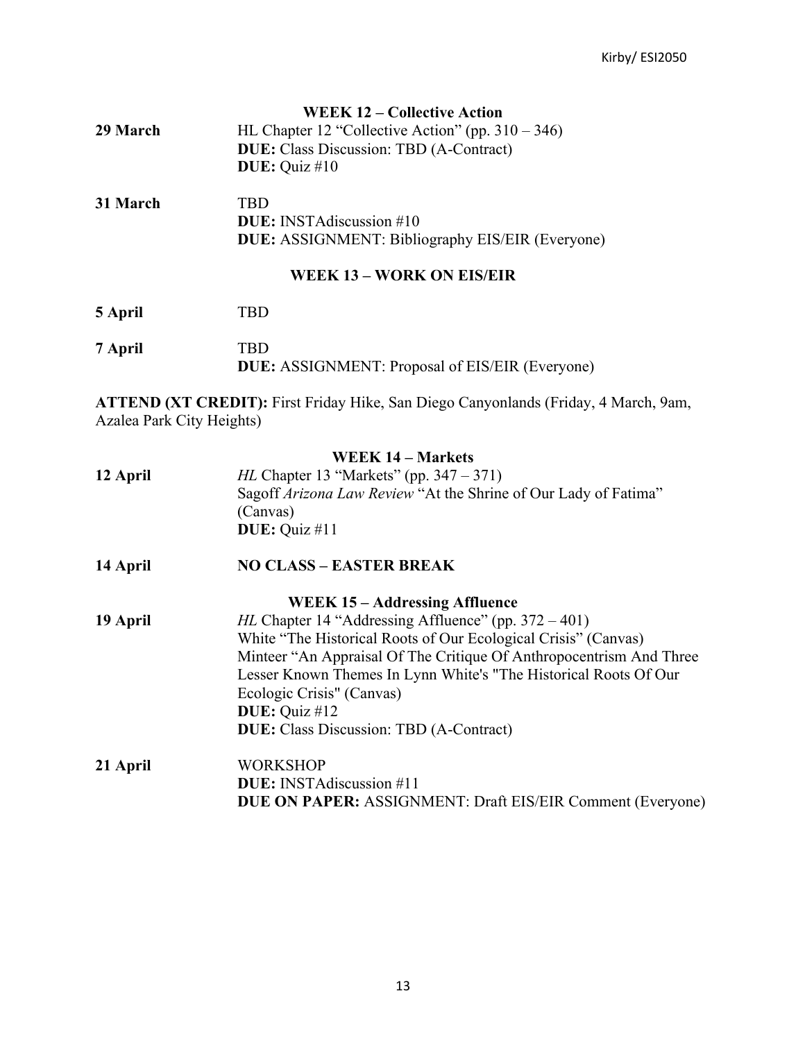### WEEK 12 – Collective Action

**29 March** HL Chapter 12 “Collective Action” (pp. 310 – 346)
**DUE:** Class Discussion: TBD (A-Contract)
**DUE:** Quiz #10

**31 March** TBD
**DUE:** INSTAdiscussion #10
**DUE:** ASSIGNMENT: Bibliography EIS/EIR (Everyone)

### WEEK 13 – WORK ON EIS/EIR

**5 April** TBD

**7 April** TBD
**DUE:** ASSIGNMENT: Proposal of EIS/EIR (Everyone)

**ATTEND (XT CREDIT):** First Friday Hike, San Diego Canyonlands (Friday, 4 March, 9am, Azalea Park City Heights)

### WEEK 14 – Markets

**12 April** *HL* Chapter 13 “Markets” (pp. 347 – 371)
Sagoff *Arizona Law Review* “At the Shrine of Our Lady of Fatima” (Canvas)
**DUE:** Quiz #11

**14 April** **NO CLASS – EASTER BREAK**

### WEEK 15 – Addressing Affluence

**19 April** *HL* Chapter 14 “Addressing Affluence” (pp. 372 – 401)
White “The Historical Roots of Our Ecological Crisis” (Canvas)
Minteer “An Appraisal Of The Critique Of Anthropocentrism And Three Lesser Known Themes In Lynn White's "The Historical Roots Of Our Ecologic Crisis" (Canvas)
**DUE:** Quiz #12
**DUE:** Class Discussion: TBD (A-Contract)

**21 April** WORKSHOP
**DUE:** INSTAdiscussion #11
**DUE ON PAPER:** ASSIGNMENT: Draft EIS/EIR Comment (Everyone)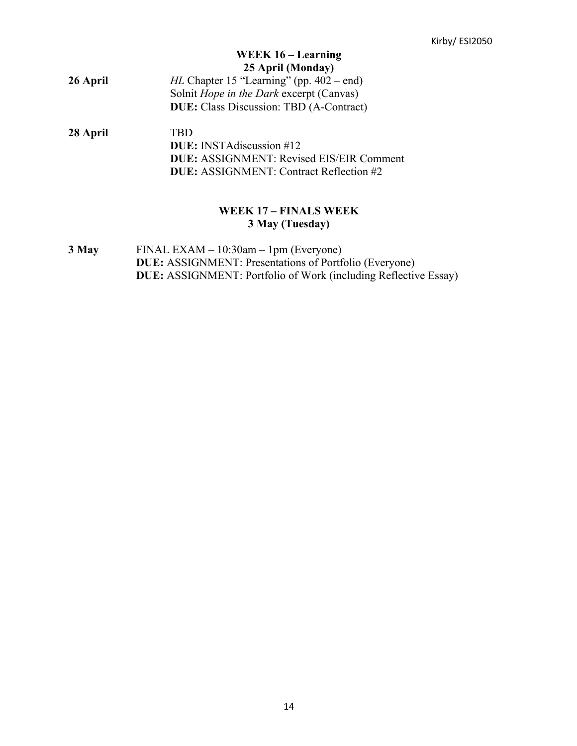**WEEK 16 – Learning**
**25 April (Monday)**

**26 April**
*HL* Chapter 15 "Learning" (pp. 402 – end)
Solnit *Hope in the Dark* excerpt (Canvas)
**DUE:** Class Discussion: TBD (A-Contract)

**28 April**
TBD
**DUE:** INSTAdiscussion #12
**DUE:** ASSIGNMENT: Revised EIS/EIR Comment
**DUE:** ASSIGNMENT: Contract Reflection #2

**WEEK 17 – FINALS WEEK**
**3 May (Tuesday)**

**3 May**
FINAL EXAM – 10:30am – 1pm (Everyone)
**DUE:** ASSIGNMENT: Presentations of Portfolio (Everyone)
**DUE:** ASSIGNMENT: Portfolio of Work (including Reflective Essay)